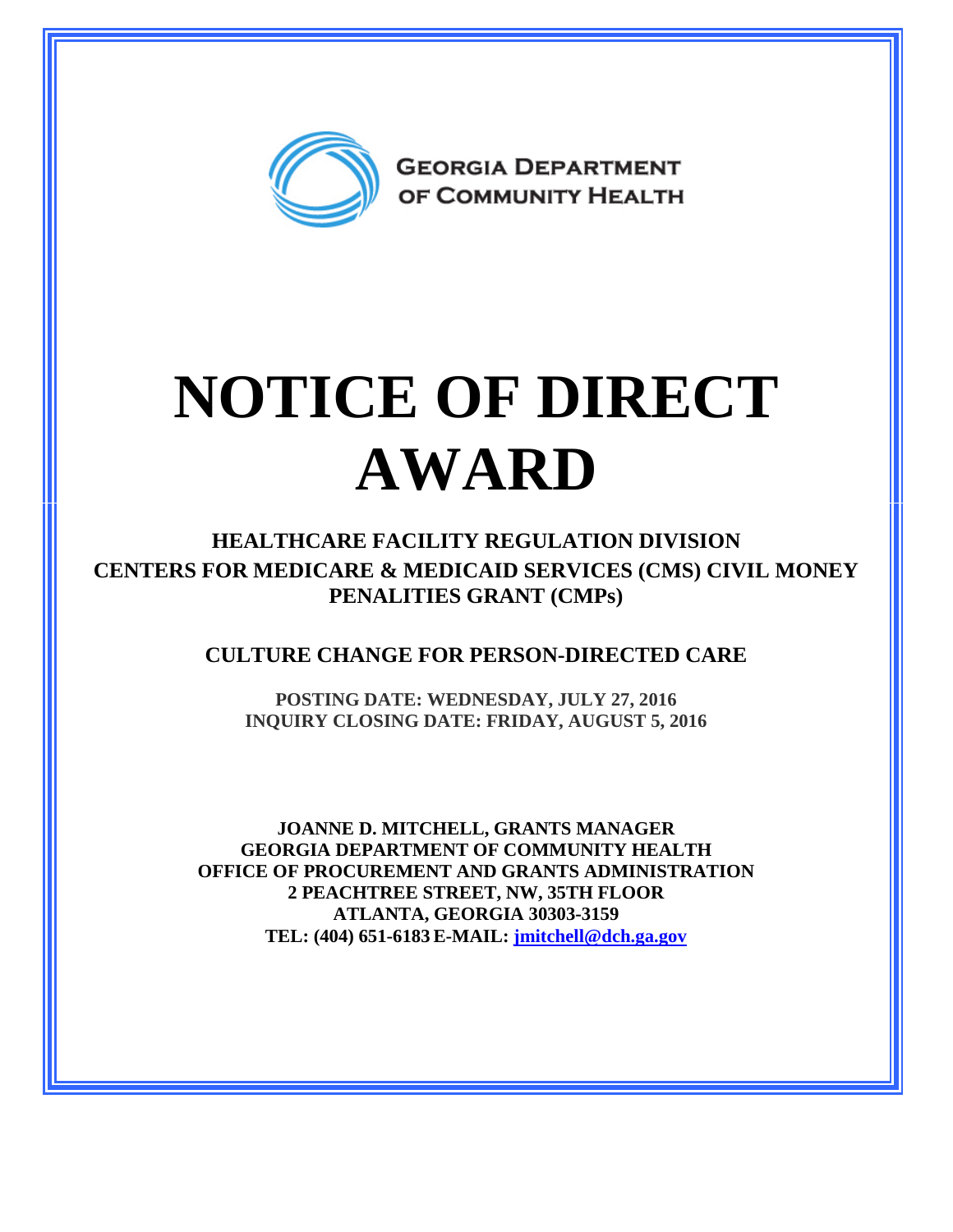GEORGIA DEPARTMENT OF COMMUNITY HEALTH

# NOTICE OF DIRECT AWARD

## HEALTHCARE FACILITY REGULATION DIVISION
## CENTERS FOR MEDICARE & MEDICAID SERVICES (CMS) CIVIL MONEY PENALITIES GRANT (CMPs)

### CULTURE CHANGE FOR PERSON-DIRECTED CARE

**POSTING DATE: WEDNESDAY, JULY 27, 2016**
**INQUIRY CLOSING DATE: FRIDAY, AUGUST 5, 2016**

**JOANNE D. MITCHELL, GRANTS MANAGER**
**GEORGIA DEPARTMENT OF COMMUNITY HEALTH**
**OFFICE OF PROCUREMENT AND GRANTS ADMINISTRATION**
**2 PEACHTREE STREET, NW, 35TH FLOOR**
**ATLANTA, GEORGIA 30303-3159**
**TEL: (404) 651-6183 E-MAIL: jmitchell@dch.ga.gov**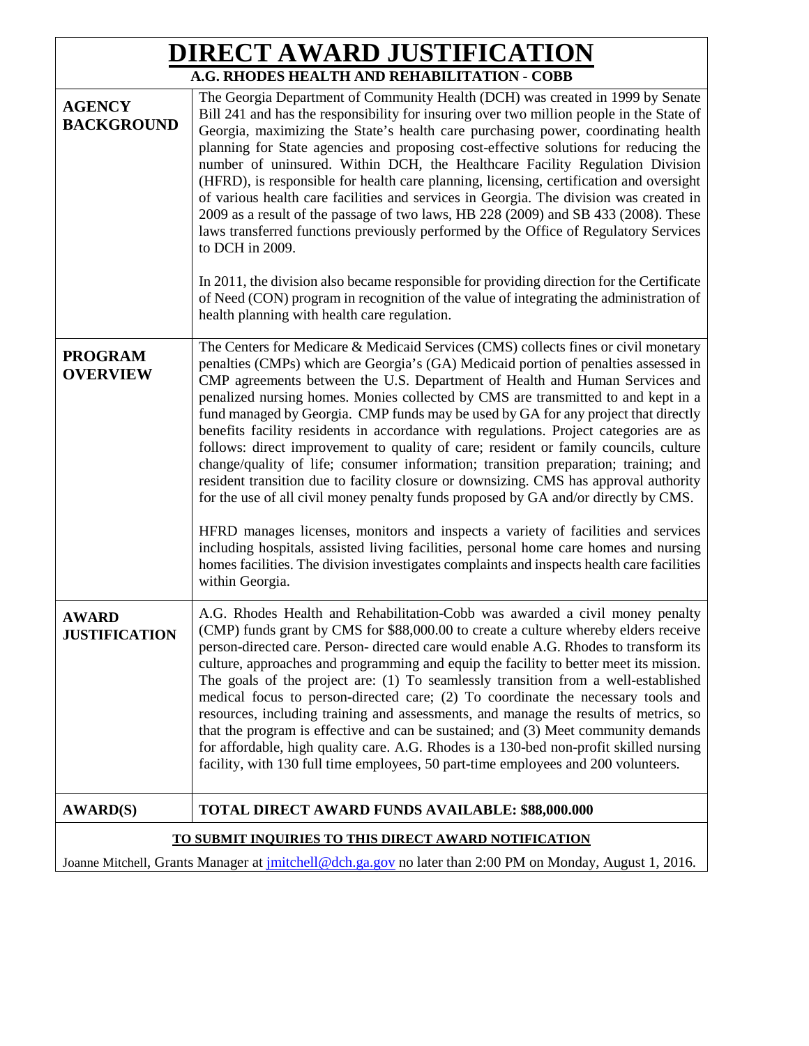# DIRECT AWARD JUSTIFICATION

**A.G. RHODES HEALTH AND REHABILITATION - COBB**

| | |
|---|---|
| **AGENCY BACKGROUND** | The Georgia Department of Community Health (DCH) was created in 1999 by Senate Bill 241 and has the responsibility for insuring over two million people in the State of Georgia, maximizing the State's health care purchasing power, coordinating health planning for State agencies and proposing cost-effective solutions for reducing the number of uninsured. Within DCH, the Healthcare Facility Regulation Division (HFRD), is responsible for health care planning, licensing, certification and oversight of various health care facilities and services in Georgia. The division was created in 2009 as a result of the passage of two laws, HB 228 (2009) and SB 433 (2008). These laws transferred functions previously performed by the Office of Regulatory Services to DCH in 2009.<br><br>In 2011, the division also became responsible for providing direction for the Certificate of Need (CON) program in recognition of the value of integrating the administration of health planning with health care regulation. |
| **PROGRAM OVERVIEW** | The Centers for Medicare & Medicaid Services (CMS) collects fines or civil monetary penalties (CMPs) which are Georgia's (GA) Medicaid portion of penalties assessed in CMP agreements between the U.S. Department of Health and Human Services and penalized nursing homes. Monies collected by CMS are transmitted to and kept in a fund managed by Georgia. CMP funds may be used by GA for any project that directly benefits facility residents in accordance with regulations. Project categories are as follows: direct improvement to quality of care; resident or family councils, culture change/quality of life; consumer information; transition preparation; training; and resident transition due to facility closure or downsizing. CMS has approval authority for the use of all civil money penalty funds proposed by GA and/or directly by CMS.<br><br>HFRD manages licenses, monitors and inspects a variety of facilities and services including hospitals, assisted living facilities, personal home care homes and nursing homes facilities. The division investigates complaints and inspects health care facilities within Georgia. |
| **AWARD JUSTIFICATION** | A.G. Rhodes Health and Rehabilitation-Cobb was awarded a civil money penalty (CMP) funds grant by CMS for $88,000.00 to create a culture whereby elders receive person-directed care. Person- directed care would enable A.G. Rhodes to transform its culture, approaches and programming and equip the facility to better meet its mission. The goals of the project are: (1) To seamlessly transition from a well-established medical focus to person-directed care; (2) To coordinate the necessary tools and resources, including training and assessments, and manage the results of metrics, so that the program is effective and can be sustained; and (3) Meet community demands for affordable, high quality care. A.G. Rhodes is a 130-bed non-profit skilled nursing facility, with 130 full time employees, 50 part-time employees and 200 volunteers. |
| **AWARD(S)** | **TOTAL DIRECT AWARD FUNDS AVAILABLE: $88,000.000** |

**TO SUBMIT INQUIRIES TO THIS DIRECT AWARD NOTIFICATION**

Joanne Mitchell, Grants Manager at jmitchell@dch.ga.gov no later than 2:00 PM on Monday, August 1, 2016.